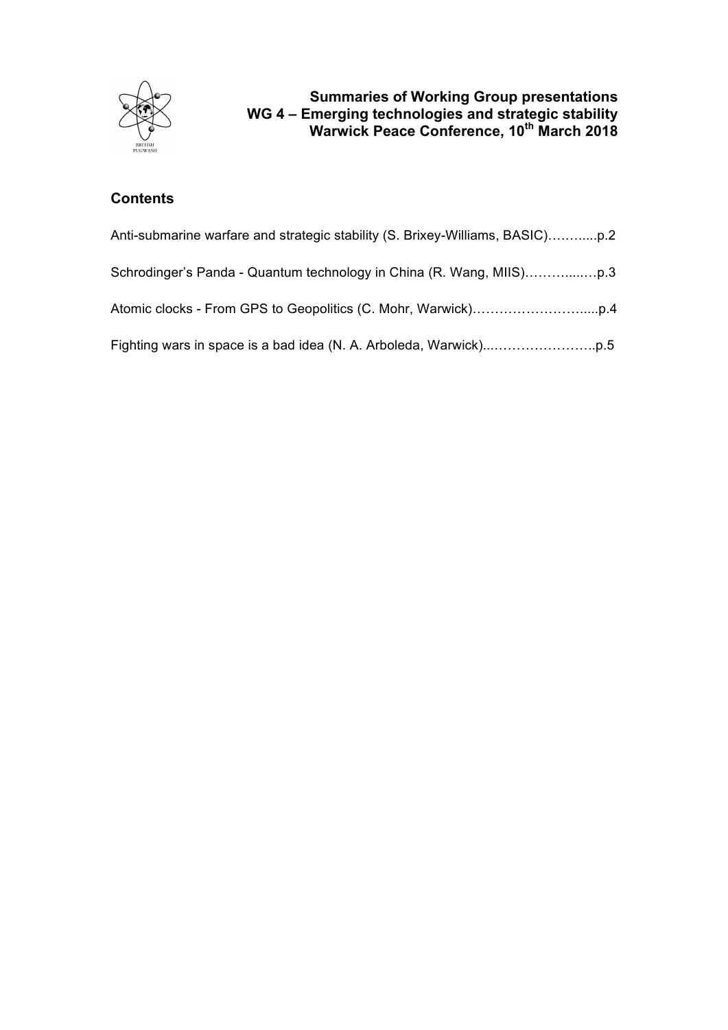# Summaries of Working Group presentations
## WG 4 – Emerging technologies and strategic stability
## Warwick Peace Conference, 10th March 2018

### Contents

Anti-submarine warfare and strategic stability (S. Brixey-Williams, BASIC)………....p.2

Schrodinger's Panda - Quantum technology in China (R. Wang, MIIS)……….....…p.3

Atomic clocks - From GPS to Geopolitics (C. Mohr, Warwick)…………………….....p.4

Fighting wars in space is a bad idea (N. A. Arboleda, Warwick)...…………………..p.5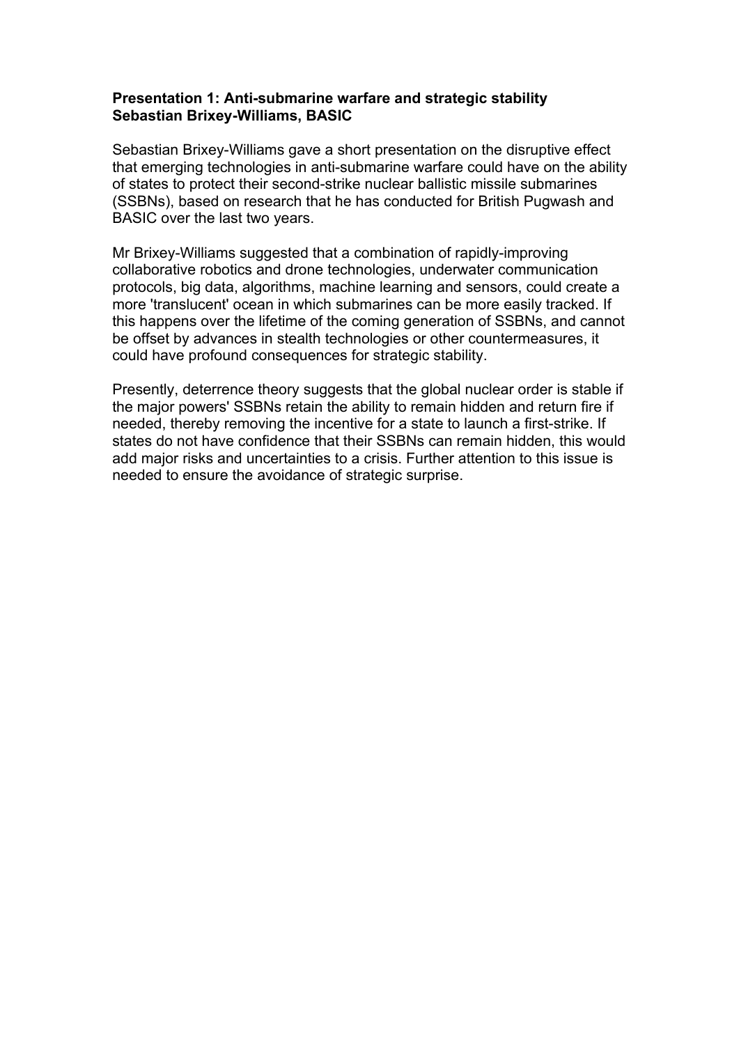**Presentation 1: Anti-submarine warfare and strategic stability**
**Sebastian Brixey-Williams, BASIC**

Sebastian Brixey-Williams gave a short presentation on the disruptive effect that emerging technologies in anti-submarine warfare could have on the ability of states to protect their second-strike nuclear ballistic missile submarines (SSBNs), based on research that he has conducted for British Pugwash and BASIC over the last two years.

Mr Brixey-Williams suggested that a combination of rapidly-improving collaborative robotics and drone technologies, underwater communication protocols, big data, algorithms, machine learning and sensors, could create a more 'translucent' ocean in which submarines can be more easily tracked. If this happens over the lifetime of the coming generation of SSBNs, and cannot be offset by advances in stealth technologies or other countermeasures, it could have profound consequences for strategic stability.

Presently, deterrence theory suggests that the global nuclear order is stable if the major powers' SSBNs retain the ability to remain hidden and return fire if needed, thereby removing the incentive for a state to launch a first-strike. If states do not have confidence that their SSBNs can remain hidden, this would add major risks and uncertainties to a crisis. Further attention to this issue is needed to ensure the avoidance of strategic surprise.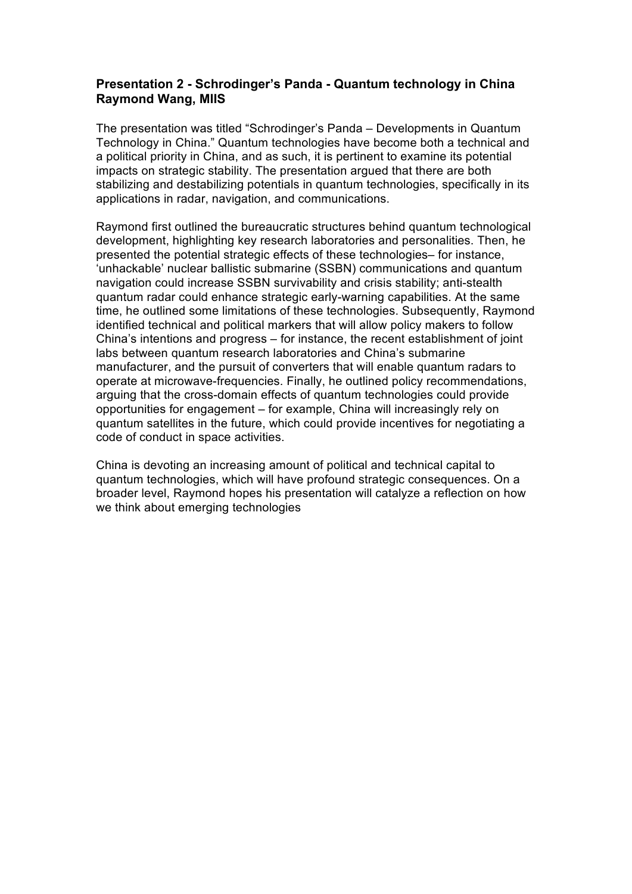**Presentation 2 - Schrodinger's Panda - Quantum technology in China Raymond Wang, MIIS**

The presentation was titled "Schrodinger's Panda – Developments in Quantum Technology in China." Quantum technologies have become both a technical and a political priority in China, and as such, it is pertinent to examine its potential impacts on strategic stability. The presentation argued that there are both stabilizing and destabilizing potentials in quantum technologies, specifically in its applications in radar, navigation, and communications.

Raymond first outlined the bureaucratic structures behind quantum technological development, highlighting key research laboratories and personalities. Then, he presented the potential strategic effects of these technologies– for instance, 'unhackable' nuclear ballistic submarine (SSBN) communications and quantum navigation could increase SSBN survivability and crisis stability; anti-stealth quantum radar could enhance strategic early-warning capabilities. At the same time, he outlined some limitations of these technologies. Subsequently, Raymond identified technical and political markers that will allow policy makers to follow China's intentions and progress – for instance, the recent establishment of joint labs between quantum research laboratories and China's submarine manufacturer, and the pursuit of converters that will enable quantum radars to operate at microwave-frequencies. Finally, he outlined policy recommendations, arguing that the cross-domain effects of quantum technologies could provide opportunities for engagement – for example, China will increasingly rely on quantum satellites in the future, which could provide incentives for negotiating a code of conduct in space activities.

China is devoting an increasing amount of political and technical capital to quantum technologies, which will have profound strategic consequences. On a broader level, Raymond hopes his presentation will catalyze a reflection on how we think about emerging technologies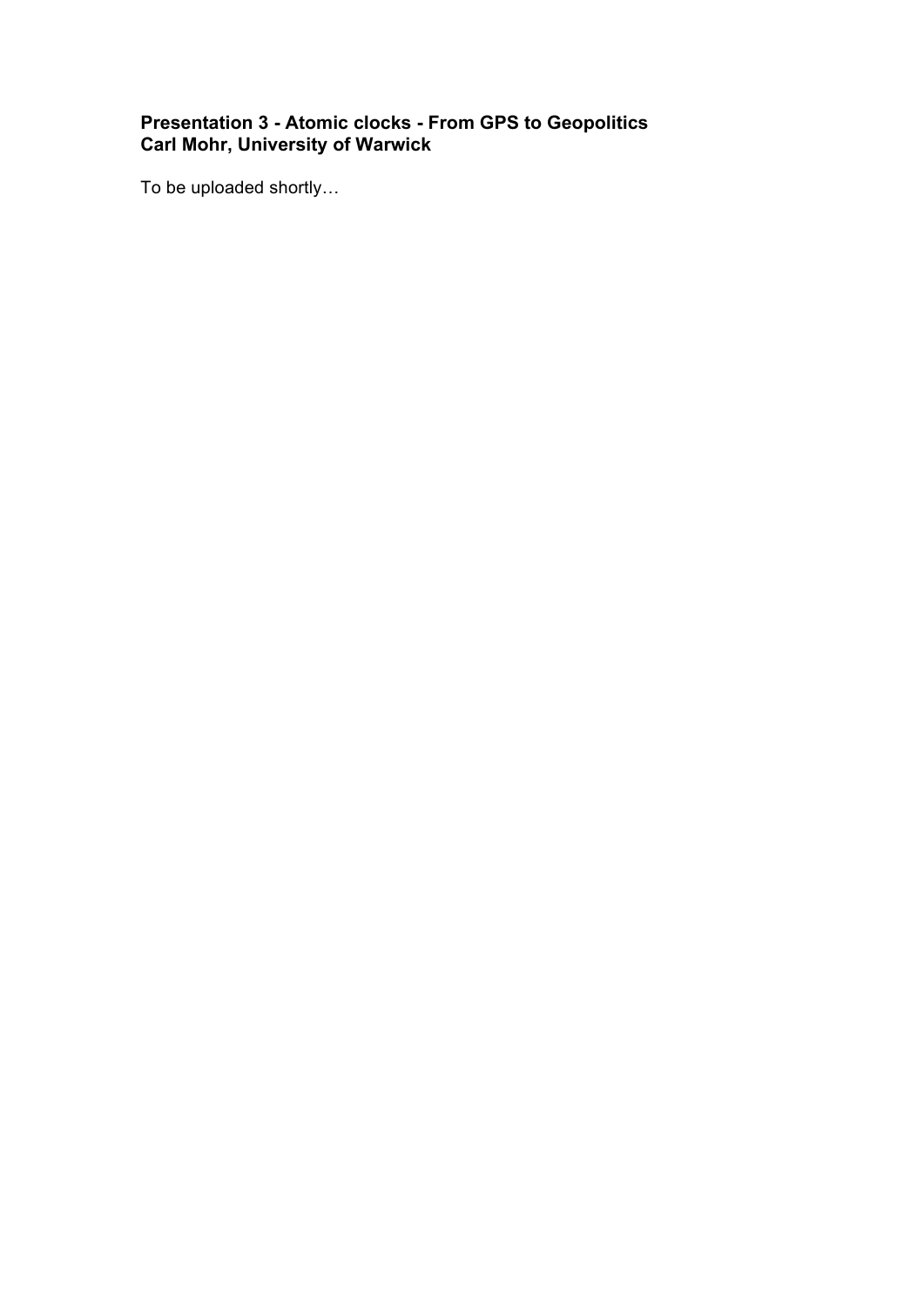**Presentation 3 - Atomic clocks - From GPS to Geopolitics**
**Carl Mohr, University of Warwick**

To be uploaded shortly…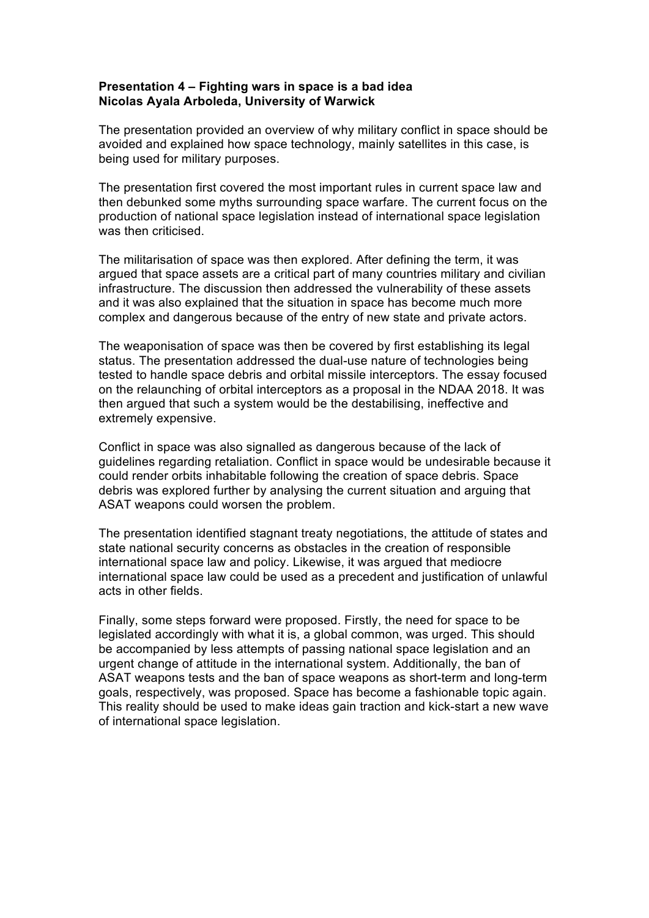**Presentation 4 – Fighting wars in space is a bad idea**
**Nicolas Ayala Arboleda, University of Warwick**

The presentation provided an overview of why military conflict in space should be avoided and explained how space technology, mainly satellites in this case, is being used for military purposes.

The presentation first covered the most important rules in current space law and then debunked some myths surrounding space warfare. The current focus on the production of national space legislation instead of international space legislation was then criticised.

The militarisation of space was then explored. After defining the term, it was argued that space assets are a critical part of many countries military and civilian infrastructure. The discussion then addressed the vulnerability of these assets and it was also explained that the situation in space has become much more complex and dangerous because of the entry of new state and private actors.

The weaponisation of space was then be covered by first establishing its legal status. The presentation addressed the dual-use nature of technologies being tested to handle space debris and orbital missile interceptors. The essay focused on the relaunching of orbital interceptors as a proposal in the NDAA 2018. It was then argued that such a system would be the destabilising, ineffective and extremely expensive.

Conflict in space was also signalled as dangerous because of the lack of guidelines regarding retaliation. Conflict in space would be undesirable because it could render orbits inhabitable following the creation of space debris. Space debris was explored further by analysing the current situation and arguing that ASAT weapons could worsen the problem.

The presentation identified stagnant treaty negotiations, the attitude of states and state national security concerns as obstacles in the creation of responsible international space law and policy. Likewise, it was argued that mediocre international space law could be used as a precedent and justification of unlawful acts in other fields.

Finally, some steps forward were proposed. Firstly, the need for space to be legislated accordingly with what it is, a global common, was urged. This should be accompanied by less attempts of passing national space legislation and an urgent change of attitude in the international system. Additionally, the ban of ASAT weapons tests and the ban of space weapons as short-term and long-term goals, respectively, was proposed. Space has become a fashionable topic again. This reality should be used to make ideas gain traction and kick-start a new wave of international space legislation.